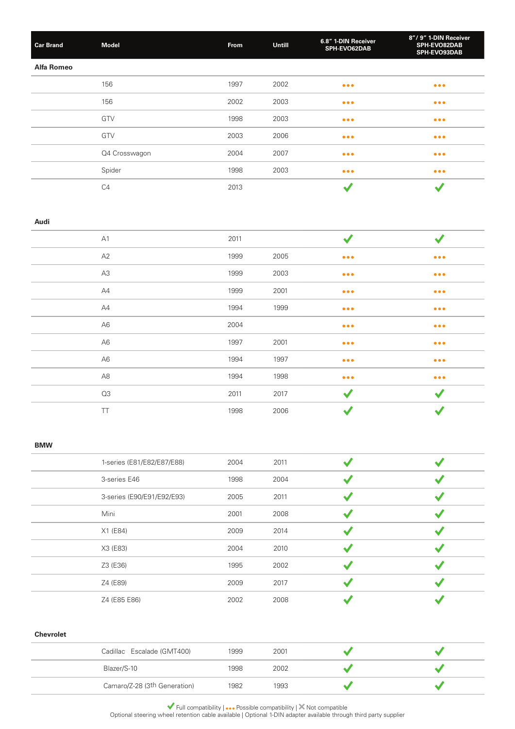| Car Brand | Model | From | Untill | 6.8" 1-DIN Receiver SPH-EVO62DAB | 8"/ 9" 1-DIN Receiver SPH-EVO82DAB SPH-EVO93DAB |
|---|---|---|---|---|---|
| **Alfa Romeo** | | | | | |
| | 156 | 1997 | 2002 | ••• | ••• |
| | 156 | 2002 | 2003 | ••• | ••• |
| | GTV | 1998 | 2003 | ••• | ••• |
| | GTV | 2003 | 2006 | ••• | ••• |
| | Q4 Crosswagon | 2004 | 2007 | ••• | ••• |
| | Spider | 1998 | 2003 | ••• | ••• |
| | C4 | 2013 | | ✔ | ✔ |
| **Audi** | | | | | |
| | A1 | 2011 | | ✔ | ✔ |
| | A2 | 1999 | 2005 | ••• | ••• |
| | A3 | 1999 | 2003 | ••• | ••• |
| | A4 | 1999 | 2001 | ••• | ••• |
| | A4 | 1994 | 1999 | ••• | ••• |
| | A6 | 2004 | | ••• | ••• |
| | A6 | 1997 | 2001 | ••• | ••• |
| | A6 | 1994 | 1997 | ••• | ••• |
| | A8 | 1994 | 1998 | ••• | ••• |
| | Q3 | 2011 | 2017 | ✔ | ✔ |
| | TT | 1998 | 2006 | ✔ | ✔ |
| **BMW** | | | | | |
| | 1-series (E81/E82/E87/E88) | 2004 | 2011 | ✔ | ✔ |
| | 3-series E46 | 1998 | 2004 | ✔ | ✔ |
| | 3-series (E90/E91/E92/E93) | 2005 | 2011 | ✔ | ✔ |
| | Mini | 2001 | 2008 | ✔ | ✔ |
| | X1 (E84) | 2009 | 2014 | ✔ | ✔ |
| | X3 (E83) | 2004 | 2010 | ✔ | ✔ |
| | Z3 (E36) | 1995 | 2002 | ✔ | ✔ |
| | Z4 (E89) | 2009 | 2017 | ✔ | ✔ |
| | Z4 (E85 E86) | 2002 | 2008 | ✔ | ✔ |
| **Chevrolet** | | | | | |
| | Cadillac Escalade (GMT400) | 1999 | 2001 | ✔ | ✔ |
| | Blazer/S-10 | 1998 | 2002 | ✔ | ✔ |
| | Camaro/Z-28 (3th Generation) | 1982 | 1993 | ✔ | ✔ |

✔ Full compatibility | ••• Possible compatibility | ✕ Not compatible
Optional steering wheel retention cable available | Optional 1-DIN adapter available through third party supplier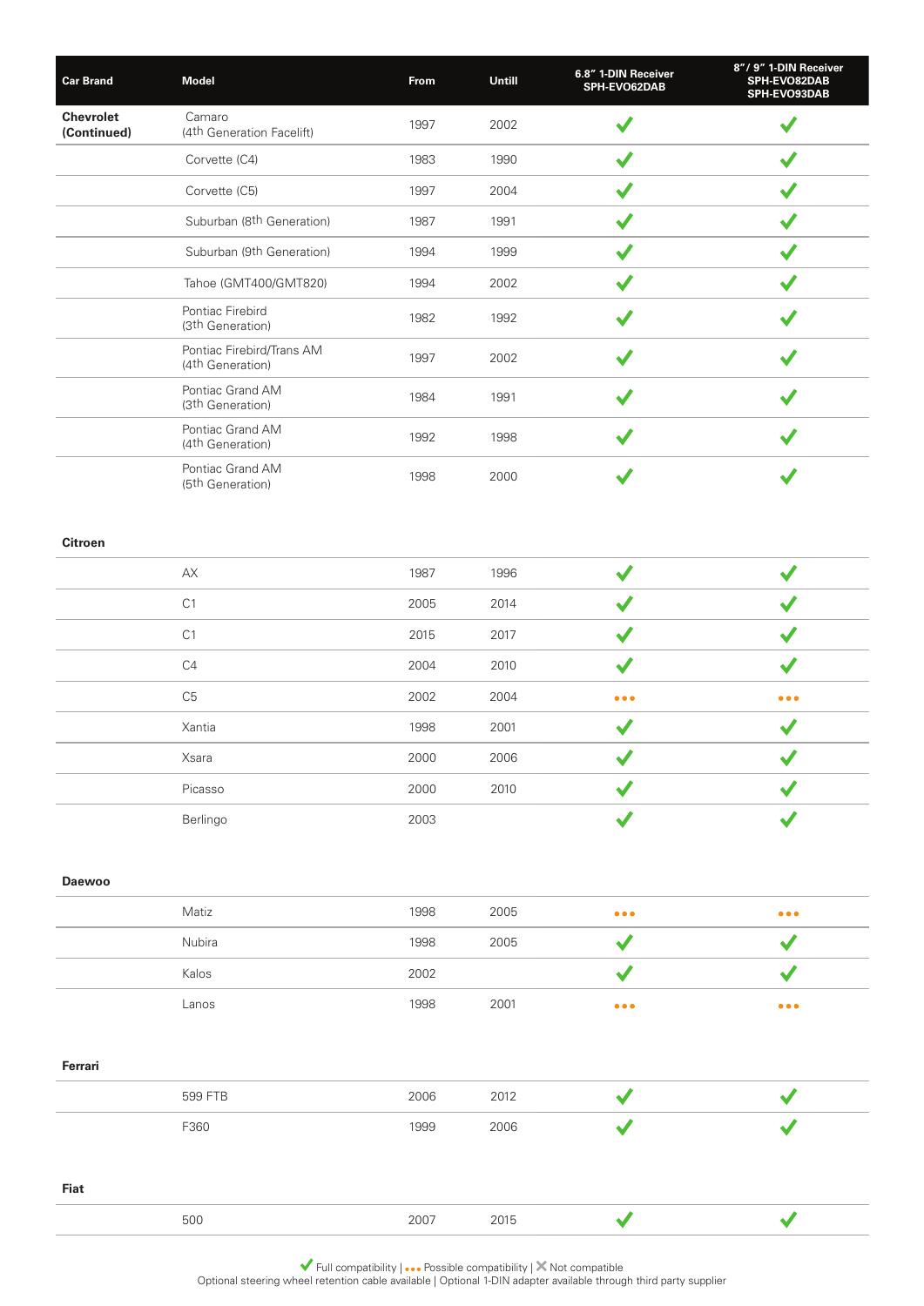| Car Brand | Model | From | Untill | 6.8" 1-DIN Receiver SPH-EVO62DAB | 8"/ 9" 1-DIN Receiver SPH-EVO82DAB SPH-EVO93DAB |
|---|---|---|---|---|---|
| **Chevrolet (Continued)** | Camaro (4th Generation Facelift) | 1997 | 2002 | ✔ | ✔ |
| | Corvette (C4) | 1983 | 1990 | ✔ | ✔ |
| | Corvette (C5) | 1997 | 2004 | ✔ | ✔ |
| | Suburban (8th Generation) | 1987 | 1991 | ✔ | ✔ |
| | Suburban (9th Generation) | 1994 | 1999 | ✔ | ✔ |
| | Tahoe (GMT400/GMT820) | 1994 | 2002 | ✔ | ✔ |
| | Pontiac Firebird (3th Generation) | 1982 | 1992 | ✔ | ✔ |
| | Pontiac Firebird/Trans AM (4th Generation) | 1997 | 2002 | ✔ | ✔ |
| | Pontiac Grand AM (3th Generation) | 1984 | 1991 | ✔ | ✔ |
| | Pontiac Grand AM (4th Generation) | 1992 | 1998 | ✔ | ✔ |
| | Pontiac Grand AM (5th Generation) | 1998 | 2000 | ✔ | ✔ |
| **Citroen** | | | | | |
| | AX | 1987 | 1996 | ✔ | ✔ |
| | C1 | 2005 | 2014 | ✔ | ✔ |
| | C1 | 2015 | 2017 | ✔ | ✔ |
| | C4 | 2004 | 2010 | ✔ | ✔ |
| | C5 | 2002 | 2004 | ••• | ••• |
| | Xantia | 1998 | 2001 | ✔ | ✔ |
| | Xsara | 2000 | 2006 | ✔ | ✔ |
| | Picasso | 2000 | 2010 | ✔ | ✔ |
| | Berlingo | 2003 | | ✔ | ✔ |
| **Daewoo** | | | | | |
| | Matiz | 1998 | 2005 | ••• | ••• |
| | Nubira | 1998 | 2005 | ✔ | ✔ |
| | Kalos | 2002 | | ✔ | ✔ |
| | Lanos | 1998 | 2001 | ••• | ••• |
| **Ferrari** | | | | | |
| | 599 FTB | 2006 | 2012 | ✔ | ✔ |
| | F360 | 1999 | 2006 | ✔ | ✔ |
| **Fiat** | | | | | |
| | 500 | 2007 | 2015 | ✔ | ✔ |

✔ Full compatibility | ••• Possible compatibility | ✖ Not compatible
Optional steering wheel retention cable available | Optional 1-DIN adapter available through third party supplier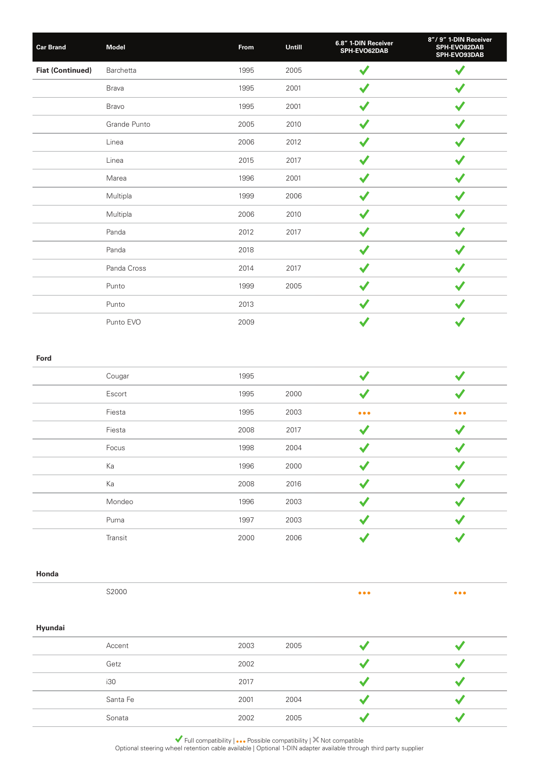| Car Brand | Model | From | Untill | 6.8″ 1-DIN Receiver SPH-EVO62DAB | 8″/ 9″ 1-DIN Receiver SPH-EVO82DAB SPH-EVO93DAB |
|---|---|---|---|---|---|
| **Fiat (Continued)** | Barchetta | 1995 | 2005 | ✔ | ✔ |
| | Brava | 1995 | 2001 | ✔ | ✔ |
| | Bravo | 1995 | 2001 | ✔ | ✔ |
| | Grande Punto | 2005 | 2010 | ✔ | ✔ |
| | Linea | 2006 | 2012 | ✔ | ✔ |
| | Linea | 2015 | 2017 | ✔ | ✔ |
| | Marea | 1996 | 2001 | ✔ | ✔ |
| | Multipla | 1999 | 2006 | ✔ | ✔ |
| | Multipla | 2006 | 2010 | ✔ | ✔ |
| | Panda | 2012 | 2017 | ✔ | ✔ |
| | Panda | 2018 | | ✔ | ✔ |
| | Panda Cross | 2014 | 2017 | ✔ | ✔ |
| | Punto | 1999 | 2005 | ✔ | ✔ |
| | Punto | 2013 | | ✔ | ✔ |
| | Punto EVO | 2009 | | ✔ | ✔ |
| **Ford** | | | | | |
| | Cougar | 1995 | | ✔ | ✔ |
| | Escort | 1995 | 2000 | ✔ | ✔ |
| | Fiesta | 1995 | 2003 | ••• | ••• |
| | Fiesta | 2008 | 2017 | ✔ | ✔ |
| | Focus | 1998 | 2004 | ✔ | ✔ |
| | Ka | 1996 | 2000 | ✔ | ✔ |
| | Ka | 2008 | 2016 | ✔ | ✔ |
| | Mondeo | 1996 | 2003 | ✔ | ✔ |
| | Puma | 1997 | 2003 | ✔ | ✔ |
| | Transit | 2000 | 2006 | ✔ | ✔ |
| **Honda** | | | | | |
| | S2000 | | | ••• | ••• |
| **Hyundai** | | | | | |
| | Accent | 2003 | 2005 | ✔ | ✔ |
| | Getz | 2002 | | ✔ | ✔ |
| | i30 | 2017 | | ✔ | ✔ |
| | Santa Fe | 2001 | 2004 | ✔ | ✔ |
| | Sonata | 2002 | 2005 | ✔ | ✔ |

✔ Full compatibility | ••• Possible compatibility | ✕ Not compatible
Optional steering wheel retention cable available | Optional 1-DIN adapter available through third party supplier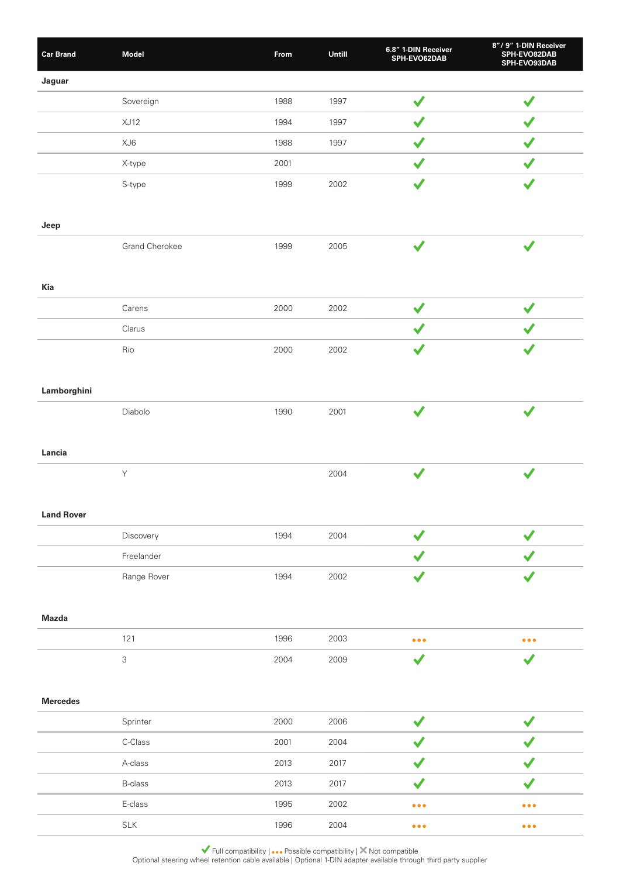| Car Brand | Model | From | Untill | 6.8″ 1-DIN Receiver SPH-EVO62DAB | 8″/ 9″ 1-DIN Receiver SPH-EVO82DAB SPH-EVO93DAB |
|---|---|---|---|---|---|
| **Jaguar** | | | | | |
| | Sovereign | 1988 | 1997 | ✔ | ✔ |
| | XJ12 | 1994 | 1997 | ✔ | ✔ |
| | XJ6 | 1988 | 1997 | ✔ | ✔ |
| | X-type | 2001 | | ✔ | ✔ |
| | S-type | 1999 | 2002 | ✔ | ✔ |
| **Jeep** | | | | | |
| | Grand Cherokee | 1999 | 2005 | ✔ | ✔ |
| **Kia** | | | | | |
| | Carens | 2000 | 2002 | ✔ | ✔ |
| | Clarus | | | ✔ | ✔ |
| | Rio | 2000 | 2002 | ✔ | ✔ |
| **Lamborghini** | | | | | |
| | Diabolo | 1990 | 2001 | ✔ | ✔ |
| **Lancia** | | | | | |
| | Y | | 2004 | ✔ | ✔ |
| **Land Rover** | | | | | |
| | Discovery | 1994 | 2004 | ✔ | ✔ |
| | Freelander | | | ✔ | ✔ |
| | Range Rover | 1994 | 2002 | ✔ | ✔ |
| **Mazda** | | | | | |
| | 121 | 1996 | 2003 | ••• | ••• |
| | 3 | 2004 | 2009 | ✔ | ✔ |
| **Mercedes** | | | | | |
| | Sprinter | 2000 | 2006 | ✔ | ✔ |
| | C-Class | 2001 | 2004 | ✔ | ✔ |
| | A-class | 2013 | 2017 | ✔ | ✔ |
| | B-class | 2013 | 2017 | ✔ | ✔ |
| | E-class | 1995 | 2002 | ••• | ••• |
| | SLK | 1996 | 2004 | ••• | ••• |

✔ Full compatibility | ••• Possible compatibility | ✕ Not compatible
Optional steering wheel retention cable available | Optional 1-DIN adapter available through third party supplier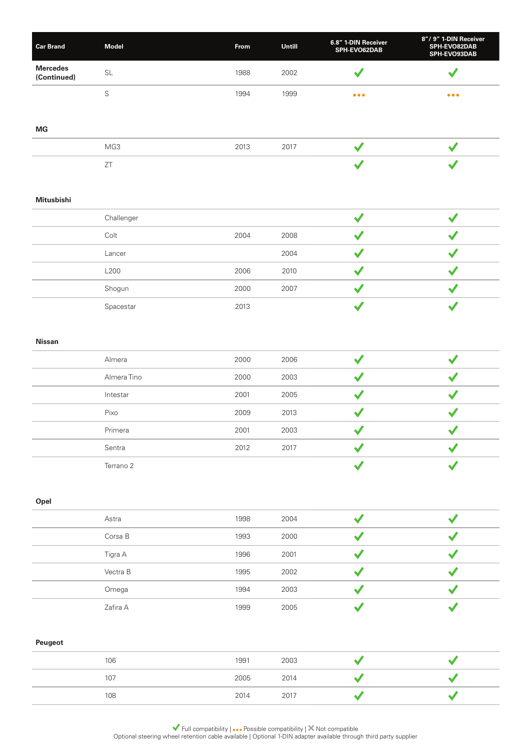| Car Brand | Model | From | Untill | 6.8" 1-DIN Receiver SPH-EVO62DAB | 8"/ 9" 1-DIN Receiver SPH-EVO82DAB SPH-EVO93DAB |
|---|---|---|---|---|---|
| **Mercedes (Continued)** | SL | 1988 | 2002 | ✔ | ✔ |
| | S | 1994 | 1999 | ••• | ••• |
| **MG** | | | | | |
| | MG3 | 2013 | 2017 | ✔ | ✔ |
| | ZT | | | ✔ | ✔ |
| **Mitusbishi** | | | | | |
| | Challenger | | | ✔ | ✔ |
| | Colt | 2004 | 2008 | ✔ | ✔ |
| | Lancer | | 2004 | ✔ | ✔ |
| | L200 | 2006 | 2010 | ✔ | ✔ |
| | Shogun | 2000 | 2007 | ✔ | ✔ |
| | Spacestar | 2013 | | ✔ | ✔ |
| **Nissan** | | | | | |
| | Almera | 2000 | 2006 | ✔ | ✔ |
| | Almera Tino | 2000 | 2003 | ✔ | ✔ |
| | Intestar | 2001 | 2005 | ✔ | ✔ |
| | Pixo | 2009 | 2013 | ✔ | ✔ |
| | Primera | 2001 | 2003 | ✔ | ✔ |
| | Sentra | 2012 | 2017 | ✔ | ✔ |
| | Terrano 2 | | | ✔ | ✔ |
| **Opel** | | | | | |
| | Astra | 1998 | 2004 | ✔ | ✔ |
| | Corsa B | 1993 | 2000 | ✔ | ✔ |
| | Tigra A | 1996 | 2001 | ✔ | ✔ |
| | Vectra B | 1995 | 2002 | ✔ | ✔ |
| | Omega | 1994 | 2003 | ✔ | ✔ |
| | Zafira A | 1999 | 2005 | ✔ | ✔ |
| **Peugeot** | | | | | |
| | 106 | 1991 | 2003 | ✔ | ✔ |
| | 107 | 2005 | 2014 | ✔ | ✔ |
| | 108 | 2014 | 2017 | ✔ | ✔ |

✔ Full compatibility | ••• Possible compatibility | ✕ Not compatible
Optional steering wheel retention cable available | Optional 1-DIN adapter available through third party supplier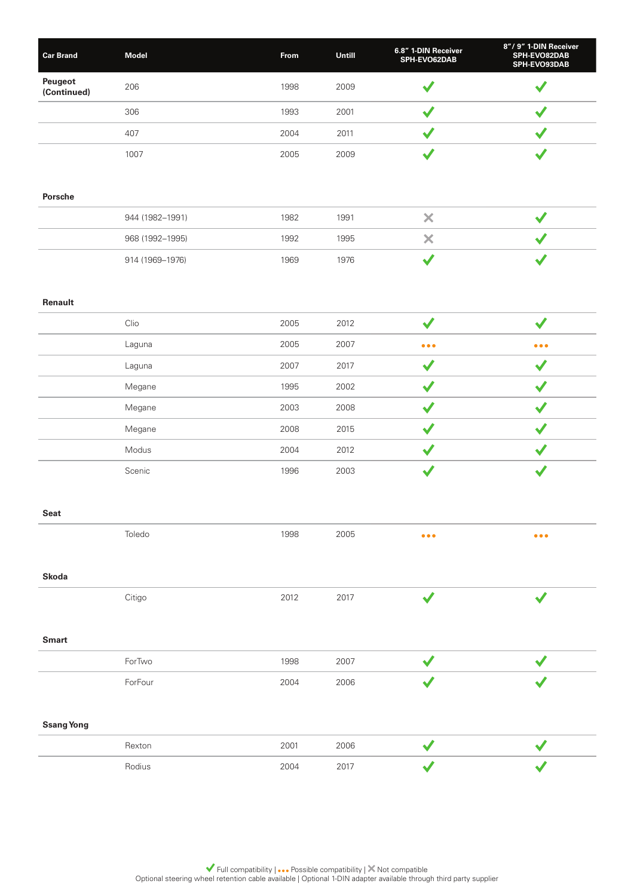| Car Brand | Model | From | Untill | 6.8" 1-DIN Receiver SPH-EVO62DAB | 8"/ 9" 1-DIN Receiver SPH-EVO82DAB SPH-EVO93DAB |
|---|---|---|---|---|---|
| Peugeot (Continued) | 206 | 1998 | 2009 | ✓ | ✓ |
| | 306 | 1993 | 2001 | ✓ | ✓ |
| | 407 | 2004 | 2011 | ✓ | ✓ |
| | 1007 | 2005 | 2009 | ✓ | ✓ |
| Porsche | | | | | |
| | 944 (1982–1991) | 1982 | 1991 | ✕ | ✓ |
| | 968 (1992–1995) | 1992 | 1995 | ✕ | ✓ |
| | 914 (1969–1976) | 1969 | 1976 | ✓ | ✓ |
| Renault | | | | | |
| | Clio | 2005 | 2012 | ✓ | ✓ |
| | Laguna | 2005 | 2007 | ••• | ••• |
| | Laguna | 2007 | 2017 | ✓ | ✓ |
| | Megane | 1995 | 2002 | ✓ | ✓ |
| | Megane | 2003 | 2008 | ✓ | ✓ |
| | Megane | 2008 | 2015 | ✓ | ✓ |
| | Modus | 2004 | 2012 | ✓ | ✓ |
| | Scenic | 1996 | 2003 | ✓ | ✓ |
| Seat | | | | | |
| | Toledo | 1998 | 2005 | ••• | ••• |
| Skoda | | | | | |
| | Citigo | 2012 | 2017 | ✓ | ✓ |
| Smart | | | | | |
| | ForTwo | 1998 | 2007 | ✓ | ✓ |
| | ForFour | 2004 | 2006 | ✓ | ✓ |
| Ssang Yong | | | | | |
| | Rexton | 2001 | 2006 | ✓ | ✓ |
| | Rodius | 2004 | 2017 | ✓ | ✓ |

✓ Full compatibility | ••• Possible compatibility | ✕ Not compatible
Optional steering wheel retention cable available | Optional 1-DIN adapter available through third party supplier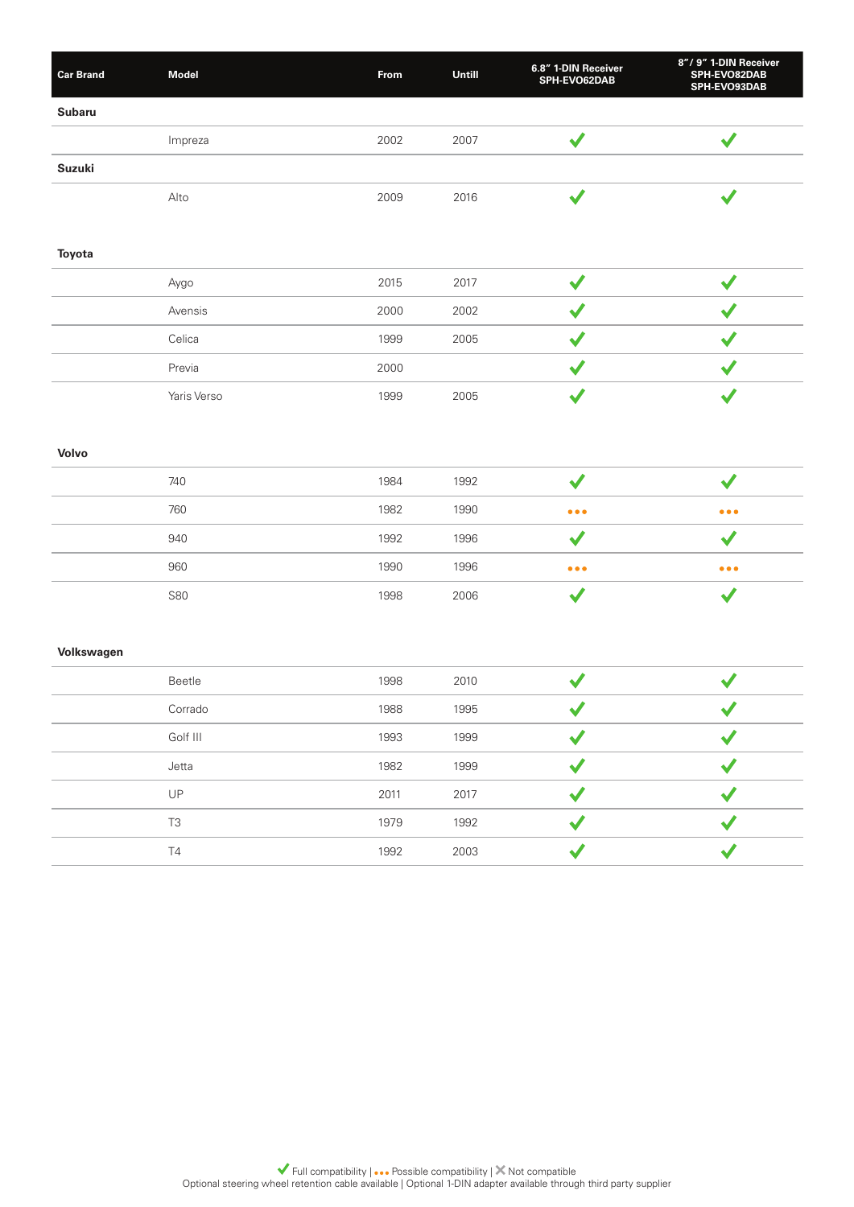| Car Brand | Model | From | Untill | 6.8" 1-DIN Receiver SPH-EVO62DAB | 8"/ 9" 1-DIN Receiver SPH-EVO82DAB SPH-EVO93DAB |
|---|---|---|---|---|---|
| **Subaru** | | | | | |
| | Impreza | 2002 | 2007 | ✓ | ✓ |
| **Suzuki** | | | | | |
| | Alto | 2009 | 2016 | ✓ | ✓ |
| **Toyota** | | | | | |
| | Aygo | 2015 | 2017 | ✓ | ✓ |
| | Avensis | 2000 | 2002 | ✓ | ✓ |
| | Celica | 1999 | 2005 | ✓ | ✓ |
| | Previa | 2000 | | ✓ | ✓ |
| | Yaris Verso | 1999 | 2005 | ✓ | ✓ |
| **Volvo** | | | | | |
| | 740 | 1984 | 1992 | ✓ | ✓ |
| | 760 | 1982 | 1990 | ••• | ••• |
| | 940 | 1992 | 1996 | ✓ | ✓ |
| | 960 | 1990 | 1996 | ••• | ••• |
| | S80 | 1998 | 2006 | ✓ | ✓ |
| **Volkswagen** | | | | | |
| | Beetle | 1998 | 2010 | ✓ | ✓ |
| | Corrado | 1988 | 1995 | ✓ | ✓ |
| | Golf III | 1993 | 1999 | ✓ | ✓ |
| | Jetta | 1982 | 1999 | ✓ | ✓ |
| | UP | 2011 | 2017 | ✓ | ✓ |
| | T3 | 1979 | 1992 | ✓ | ✓ |
| | T4 | 1992 | 2003 | ✓ | ✓ |

✓ Full compatibility | ••• Possible compatibility | ✕ Not compatible
Optional steering wheel retention cable available | Optional 1-DIN adapter available through third party supplier